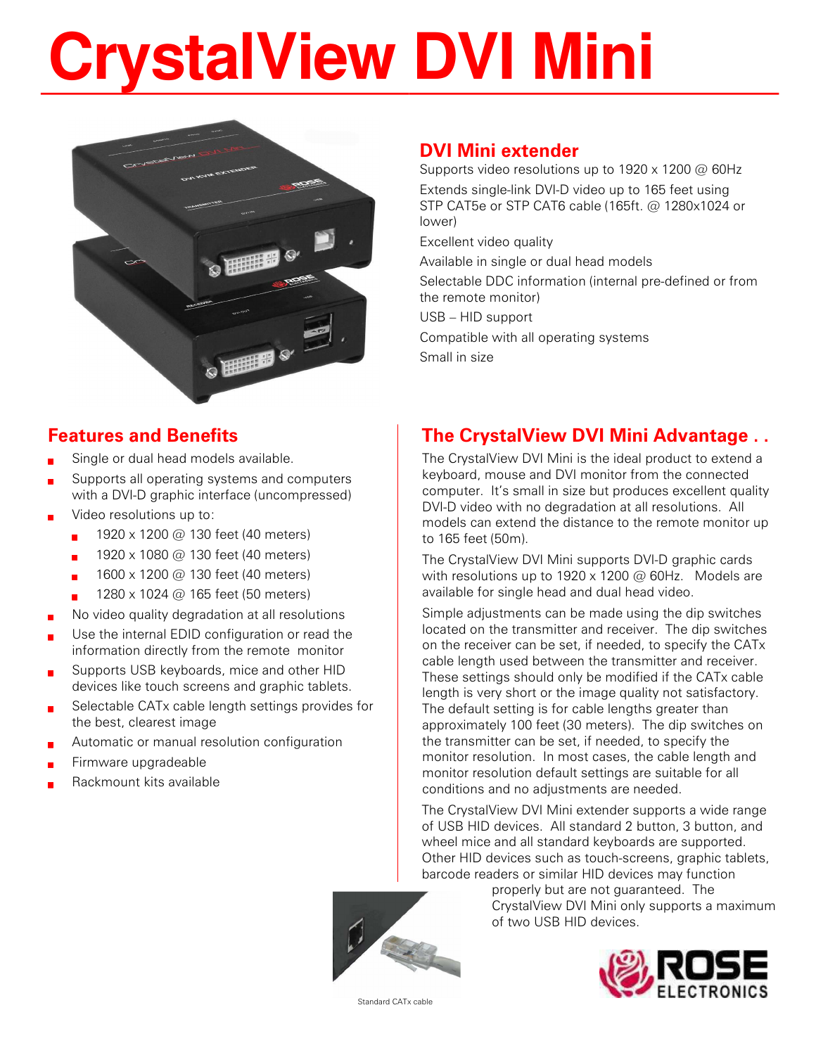# CrystalView DVI Mini

## DVI Mini extender

Supports video resolutions up to 1920 x 1200 @ 60Hz

Extends single-link DVI-D video up to 165 feet using STP CAT5e or STP CAT6 cable (165ft. @ 1280x1024 or lower)

Excellent video quality

Available in single or dual head models

Selectable DDC information (internal pre-defined or from the remote monitor)

USB – HID support

Compatible with all operating systems

Small in size

## Features and Benefits

- Single or dual head models available.
- Supports all operating systems and computers with a DVI-D graphic interface (uncompressed)
- Video resolutions up to:
  - 1920 x 1200 @ 130 feet (40 meters)
  - 1920 x 1080 @ 130 feet (40 meters)
  - 1600 x 1200 @ 130 feet (40 meters)
  - 1280 x 1024 @ 165 feet (50 meters)
- No video quality degradation at all resolutions
- Use the internal EDID configuration or read the information directly from the remote monitor
- Supports USB keyboards, mice and other HID devices like touch screens and graphic tablets.
- Selectable CATx cable length settings provides for the best, clearest image
- Automatic or manual resolution configuration
- Firmware upgradeable
- Rackmount kits available

## The CrystalView DVI Mini Advantage . .

The CrystalView DVI Mini is the ideal product to extend a keyboard, mouse and DVI monitor from the connected computer. It's small in size but produces excellent quality DVI-D video with no degradation at all resolutions. All models can extend the distance to the remote monitor up to 165 feet (50m).

The CrystalView DVI Mini supports DVI-D graphic cards with resolutions up to 1920 x 1200 @ 60Hz. Models are available for single head and dual head video.

Simple adjustments can be made using the dip switches located on the transmitter and receiver. The dip switches on the receiver can be set, if needed, to specify the CATx cable length used between the transmitter and receiver. These settings should only be modified if the CATx cable length is very short or the image quality not satisfactory. The default setting is for cable lengths greater than approximately 100 feet (30 meters). The dip switches on the transmitter can be set, if needed, to specify the monitor resolution. In most cases, the cable length and monitor resolution default settings are suitable for all conditions and no adjustments are needed.

The CrystalView DVI Mini extender supports a wide range of USB HID devices. All standard 2 button, 3 button, and wheel mice and all standard keyboards are supported. Other HID devices such as touch-screens, graphic tablets, barcode readers or similar HID devices may function properly but are not guaranteed. The CrystalView DVI Mini only supports a maximum of two USB HID devices.

Standard CATx cable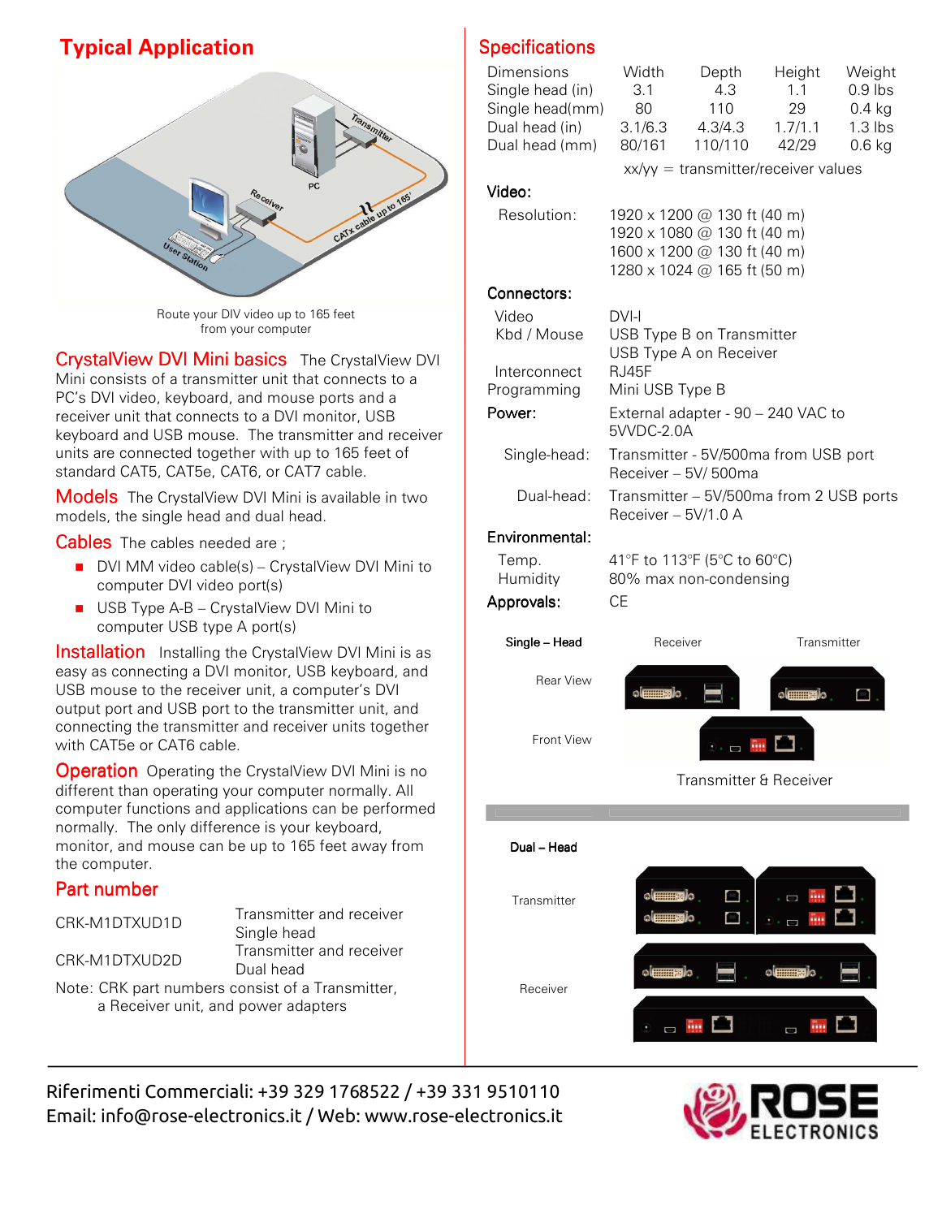## Typical Application

Route your DIV video up to 165 feet from your computer

**CrystalView DVI Mini basics** The CrystalView DVI Mini consists of a transmitter unit that connects to a PC's DVI video, keyboard, and mouse ports and a receiver unit that connects to a DVI monitor, USB keyboard and USB mouse. The transmitter and receiver units are connected together with up to 165 feet of standard CAT5, CAT5e, CAT6, or CAT7 cable.

**Models** The CrystalView DVI Mini is available in two models, the single head and dual head.

**Cables** The cables needed are ;

- DVI MM video cable(s) – CrystalView DVI Mini to computer DVI video port(s)
- USB Type A-B – CrystalView DVI Mini to computer USB type A port(s)

**Installation** Installing the CrystalView DVI Mini is as easy as connecting a DVI monitor, USB keyboard, and USB mouse to the receiver unit, a computer's DVI output port and USB port to the transmitter unit, and connecting the transmitter and receiver units together with CAT5e or CAT6 cable.

**Operation** Operating the CrystalView DVI Mini is no different than operating your computer normally. All computer functions and applications can be performed normally. The only difference is your keyboard, monitor, and mouse can be up to 165 feet away from the computer.

## Part number

| | |
|---|---|
| CRK-M1DTXUD1D | Transmitter and receiver Single head |
| CRK-M1DTXUD2D | Transmitter and receiver Dual head |

Note: CRK part numbers consist of a Transmitter, a Receiver unit, and power adapters

## Specifications

| Dimensions | Width | Depth | Height | Weight |
|---|---|---|---|---|
| Single head (in) | 3.1 | 4.3 | 1.1 | 0.9 lbs |
| Single head(mm) | 80 | 110 | 29 | 0.4 kg |
| Dual head (in) | 3.1/6.3 | 4.3/4.3 | 1.7/1.1 | 1.3 lbs |
| Dual head (mm) | 80/161 | 110/110 | 42/29 | 0.6 kg |

xx/yy = transmitter/receiver values

**Video:**

| | |
|---|---|
| Resolution: | 1920 x 1200 @ 130 ft (40 m)<br>1920 x 1080 @ 130 ft (40 m)<br>1600 x 1200 @ 130 ft (40 m)<br>1280 x 1024 @ 165 ft (50 m) |

**Connectors:**

| | |
|---|---|
| Video | DVI-I |
| Kbd / Mouse | USB Type B on Transmitter<br>USB Type A on Receiver |
| Interconnect | RJ45F |
| Programming | Mini USB Type B |

**Power:** External adapter - 90 – 240 VAC to 5VVDC-2.0A

| | |
|---|---|
| Single-head: | Transmitter - 5V/500ma from USB port<br>Receiver – 5V/ 500ma |
| Dual-head: | Transmitter – 5V/500ma from 2 USB ports<br>Receiver – 5V/1.0 A |

**Environmental:**

| | |
|---|---|
| Temp. | 41°F to 113°F (5°C to 60°C) |
| Humidity | 80% max non-condensing |

**Approvals:** CE

**Single – Head**

Receiver

Transmitter

Rear View

Front View

Transmitter & Receiver

**Dual – Head**

Transmitter

Receiver

Riferimenti Commerciali: +39 329 1768522 / +39 331 9510110
Email: info@rose-electronics.it / Web: www.rose-electronics.it

ROSE ELECTRONICS